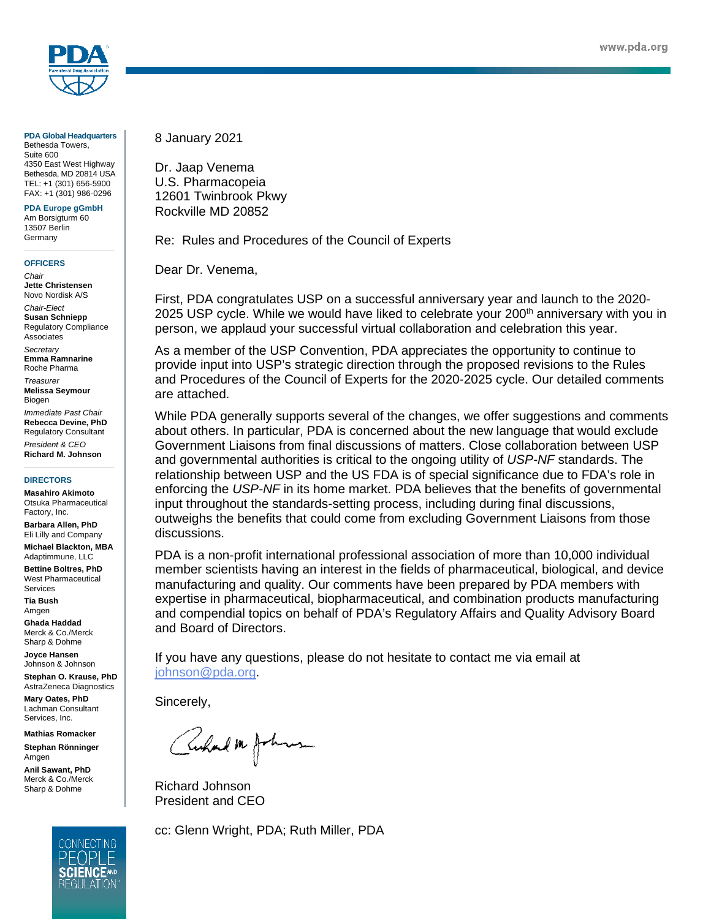www.pda.org

**PDA Global Headquarters**
Bethesda Towers,
Suite 600
4350 East West Highway
Bethesda, MD 20814 USA
TEL: +1 (301) 656-5900
FAX: +1 (301) 986-0296

**PDA Europe gGmbH**
Am Borsigturm 60
13507 Berlin
Germany

**OFFICERS**

*Chair*
**Jette Christensen**
Novo Nordisk A/S

*Chair-Elect*
**Susan Schniepp**
Regulatory Compliance Associates

*Secretary*
**Emma Ramnarine**
Roche Pharma

*Treasurer*
**Melissa Seymour**
Biogen

*Immediate Past Chair*
**Rebecca Devine, PhD**
Regulatory Consultant

*President & CEO*
**Richard M. Johnson**

**DIRECTORS**

**Masahiro Akimoto**
Otsuka Pharmaceutical Factory, Inc.

**Barbara Allen, PhD**
Eli Lilly and Company

**Michael Blackton, MBA**
Adaptimmune, LLC

**Bettine Boltres, PhD**
West Pharmaceutical Services

**Tia Bush**
Amgen

**Ghada Haddad**
Merck & Co./Merck Sharp & Dohme

**Joyce Hansen**
Johnson & Johnson

**Stephan O. Krause, PhD**
AstraZeneca Diagnostics

**Mary Oates, PhD**
Lachman Consultant Services, Inc.

**Mathias Romacker**

**Stephan Rönninger**
Amgen

**Anil Sawant, PhD**
Merck & Co./Merck Sharp & Dohme

CONNECTING PEOPLE SCIENCE AND REGULATION®

---

8 January 2021

Dr. Jaap Venema
U.S. Pharmacopeia
12601 Twinbrook Pkwy
Rockville MD 20852

Re: Rules and Procedures of the Council of Experts

Dear Dr. Venema,

First, PDA congratulates USP on a successful anniversary year and launch to the 2020-2025 USP cycle. While we would have liked to celebrate your 200th anniversary with you in person, we applaud your successful virtual collaboration and celebration this year.

As a member of the USP Convention, PDA appreciates the opportunity to continue to provide input into USP's strategic direction through the proposed revisions to the Rules and Procedures of the Council of Experts for the 2020-2025 cycle. Our detailed comments are attached.

While PDA generally supports several of the changes, we offer suggestions and comments about others. In particular, PDA is concerned about the new language that would exclude Government Liaisons from final discussions of matters. Close collaboration between USP and governmental authorities is critical to the ongoing utility of *USP-NF* standards. The relationship between USP and the US FDA is of special significance due to FDA's role in enforcing the *USP-NF* in its home market. PDA believes that the benefits of governmental input throughout the standards-setting process, including during final discussions, outweighs the benefits that could come from excluding Government Liaisons from those discussions.

PDA is a non-profit international professional association of more than 10,000 individual member scientists having an interest in the fields of pharmaceutical, biological, and device manufacturing and quality. Our comments have been prepared by PDA members with expertise in pharmaceutical, biopharmaceutical, and combination products manufacturing and compendial topics on behalf of PDA's Regulatory Affairs and Quality Advisory Board and Board of Directors.

If you have any questions, please do not hesitate to contact me via email at johnson@pda.org.

Sincerely,

Richard Johnson
President and CEO

cc: Glenn Wright, PDA; Ruth Miller, PDA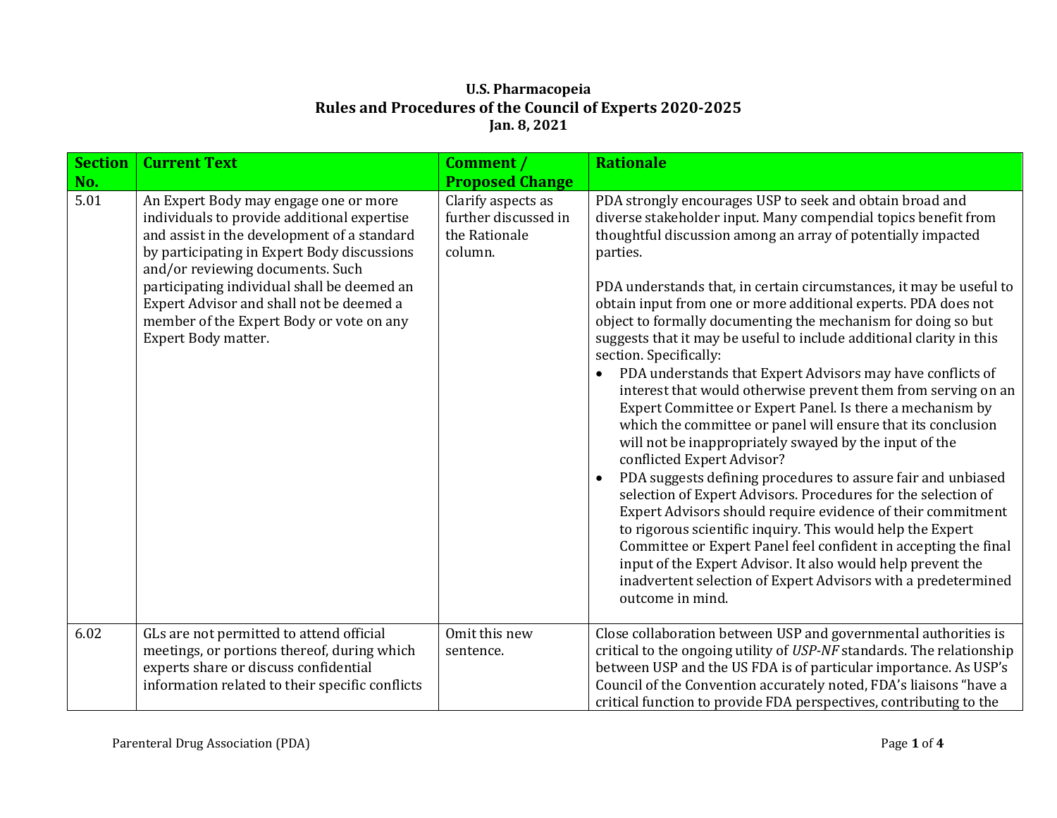**U.S. Pharmacopeia**
**Rules and Procedures of the Council of Experts 2020-2025**
**Jan. 8, 2021**

| Section No. | Current Text | Comment / Proposed Change | Rationale |
|---|---|---|---|
| 5.01 | An Expert Body may engage one or more individuals to provide additional expertise and assist in the development of a standard by participating in Expert Body discussions and/or reviewing documents. Such participating individual shall be deemed an Expert Advisor and shall not be deemed a member of the Expert Body or vote on any Expert Body matter. | Clarify aspects as further discussed in the Rationale column. | PDA strongly encourages USP to seek and obtain broad and diverse stakeholder input. Many compendial topics benefit from thoughtful discussion among an array of potentially impacted parties.<br><br>PDA understands that, in certain circumstances, it may be useful to obtain input from one or more additional experts. PDA does not object to formally documenting the mechanism for doing so but suggests that it may be useful to include additional clarity in this section. Specifically:<br>• PDA understands that Expert Advisors may have conflicts of interest that would otherwise prevent them from serving on an Expert Committee or Expert Panel. Is there a mechanism by which the committee or panel will ensure that its conclusion will not be inappropriately swayed by the input of the conflicted Expert Advisor?<br>• PDA suggests defining procedures to assure fair and unbiased selection of Expert Advisors. Procedures for the selection of Expert Advisors should require evidence of their commitment to rigorous scientific inquiry. This would help the Expert Committee or Expert Panel feel confident in accepting the final input of the Expert Advisor. It also would help prevent the inadvertent selection of Expert Advisors with a predetermined outcome in mind. |
| 6.02 | GLs are not permitted to attend official meetings, or portions thereof, during which experts share or discuss confidential information related to their specific conflicts | Omit this new sentence. | Close collaboration between USP and governmental authorities is critical to the ongoing utility of *USP-NF* standards. The relationship between USP and the US FDA is of particular importance. As USP's Council of the Convention accurately noted, FDA's liaisons "have a critical function to provide FDA perspectives, contributing to the |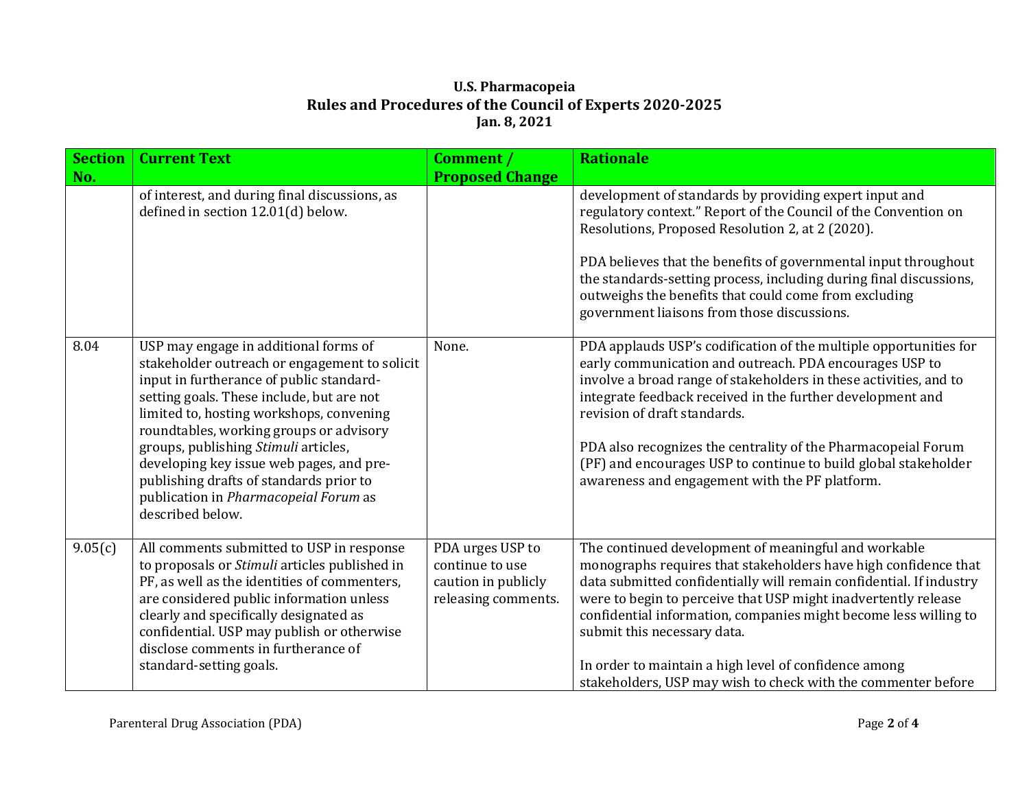**U.S. Pharmacopeia**
**Rules and Procedures of the Council of Experts 2020-2025**
**Jan. 8, 2021**

| Section No. | Current Text | Comment / Proposed Change | Rationale |
|---|---|---|---|
| | of interest, and during final discussions, as defined in section 12.01(d) below. | | development of standards by providing expert input and regulatory context." Report of the Council of the Convention on Resolutions, Proposed Resolution 2, at 2 (2020).<br><br>PDA believes that the benefits of governmental input throughout the standards-setting process, including during final discussions, outweighs the benefits that could come from excluding government liaisons from those discussions. |
| 8.04 | USP may engage in additional forms of stakeholder outreach or engagement to solicit input in furtherance of public standard-setting goals. These include, but are not limited to, hosting workshops, convening roundtables, working groups or advisory groups, publishing *Stimuli* articles, developing key issue web pages, and pre-publishing drafts of standards prior to publication in *Pharmacopeial Forum* as described below. | None. | PDA applauds USP's codification of the multiple opportunities for early communication and outreach. PDA encourages USP to involve a broad range of stakeholders in these activities, and to integrate feedback received in the further development and revision of draft standards.<br><br>PDA also recognizes the centrality of the Pharmacopeial Forum (PF) and encourages USP to continue to build global stakeholder awareness and engagement with the PF platform. |
| 9.05(c) | All comments submitted to USP in response to proposals or *Stimuli* articles published in PF, as well as the identities of commenters, are considered public information unless clearly and specifically designated as confidential. USP may publish or otherwise disclose comments in furtherance of standard-setting goals. | PDA urges USP to continue to use caution in publicly releasing comments. | The continued development of meaningful and workable monographs requires that stakeholders have high confidence that data submitted confidentially will remain confidential. If industry were to begin to perceive that USP might inadvertently release confidential information, companies might become less willing to submit this necessary data.<br><br>In order to maintain a high level of confidence among stakeholders, USP may wish to check with the commenter before |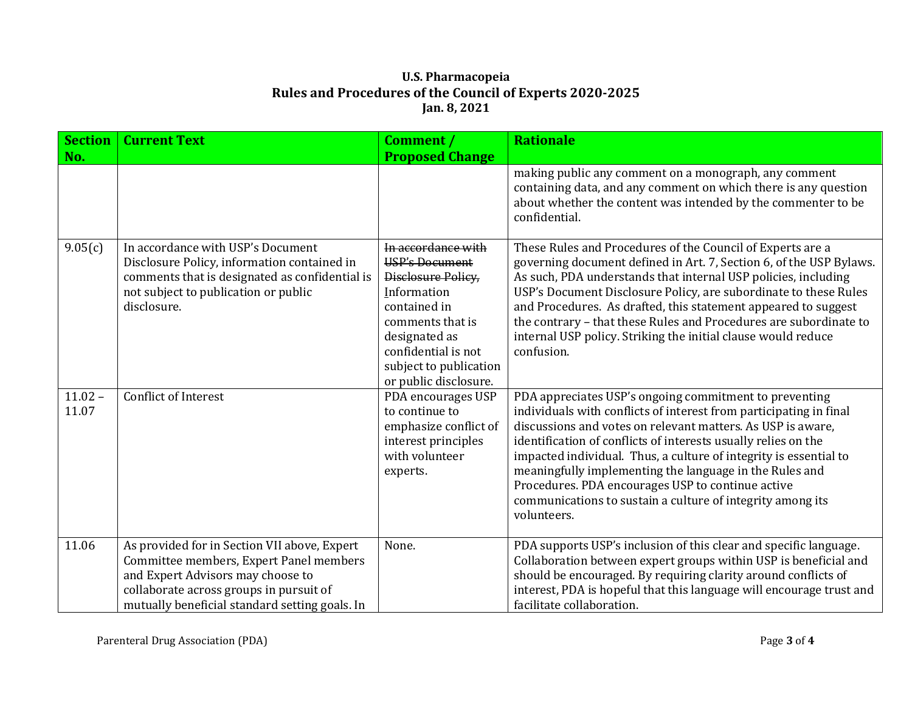| Section No. | Current Text | Comment / Proposed Change | Rationale |
|---|---|---|---|
| | | | making public any comment on a monograph, any comment containing data, and any comment on which there is any question about whether the content was intended by the commenter to be confidential. |
| 9.05(c) | In accordance with USP's Document Disclosure Policy, information contained in comments that is designated as confidential is not subject to publication or public disclosure. | ~~In accordance with USP's Document Disclosure Policy,~~ Information contained in comments that is designated as confidential is not subject to publication or public disclosure. | These Rules and Procedures of the Council of Experts are a governing document defined in Art. 7, Section 6, of the USP Bylaws. As such, PDA understands that internal USP policies, including USP's Document Disclosure Policy, are subordinate to these Rules and Procedures. As drafted, this statement appeared to suggest the contrary – that these Rules and Procedures are subordinate to internal USP policy. Striking the initial clause would reduce confusion. |
| 11.02 – 11.07 | Conflict of Interest | PDA encourages USP to continue to emphasize conflict of interest principles with volunteer experts. | PDA appreciates USP's ongoing commitment to preventing individuals with conflicts of interest from participating in final discussions and votes on relevant matters. As USP is aware, identification of conflicts of interests usually relies on the impacted individual. Thus, a culture of integrity is essential to meaningfully implementing the language in the Rules and Procedures. PDA encourages USP to continue active communications to sustain a culture of integrity among its volunteers. |
| 11.06 | As provided for in Section VII above, Expert Committee members, Expert Panel members and Expert Advisors may choose to collaborate across groups in pursuit of mutually beneficial standard setting goals. In | None. | PDA supports USP's inclusion of this clear and specific language. Collaboration between expert groups within USP is beneficial and should be encouraged. By requiring clarity around conflicts of interest, PDA is hopeful that this language will encourage trust and facilitate collaboration. |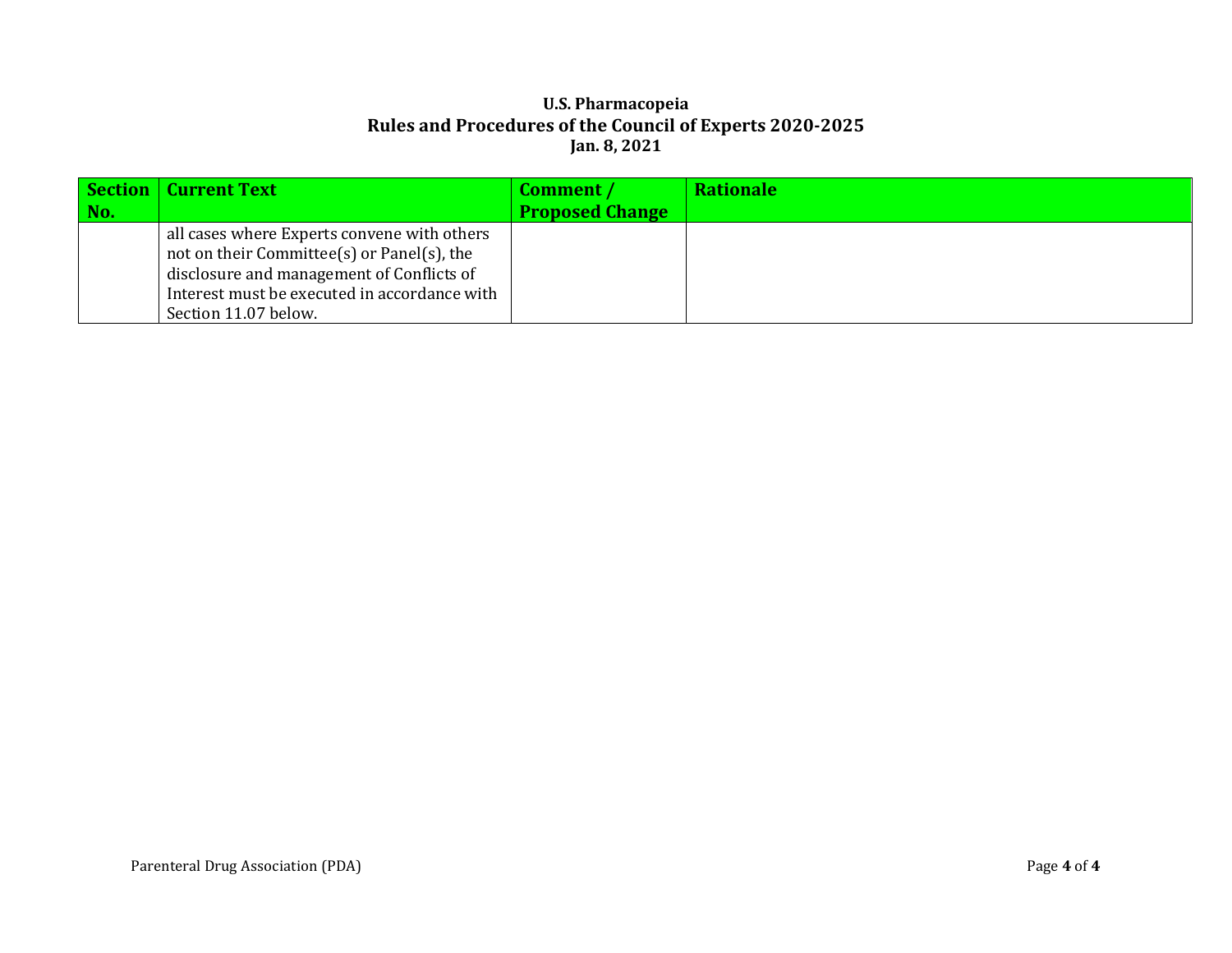**U.S. Pharmacopeia**
**Rules and Procedures of the Council of Experts 2020-2025**
**Jan. 8, 2021**

| Section No. | Current Text | Comment / Proposed Change | Rationale |
|---|---|---|---|
| | all cases where Experts convene with others not on their Committee(s) or Panel(s), the disclosure and management of Conflicts of Interest must be executed in accordance with Section 11.07 below. | | |